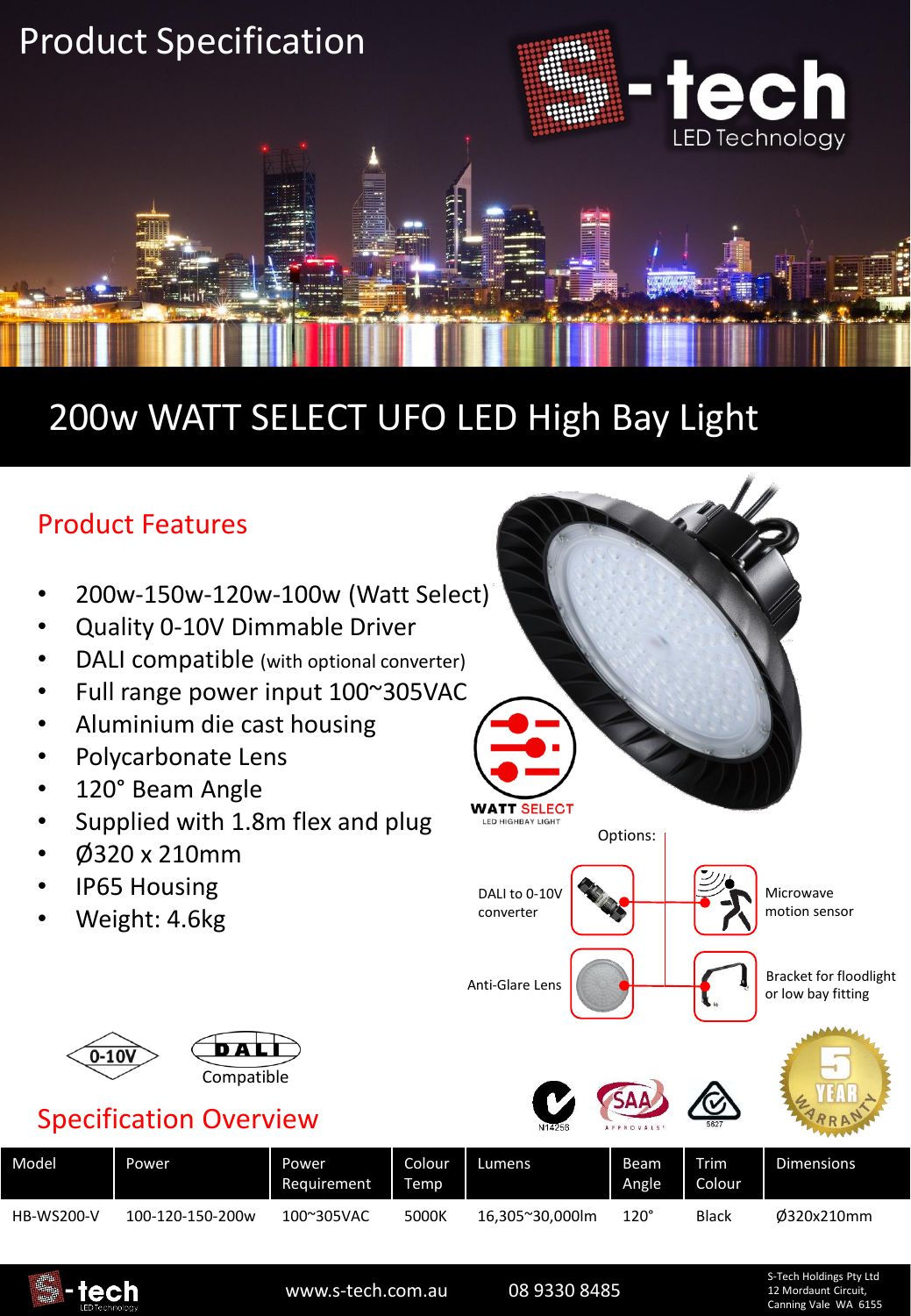# Product Specification

S-tech LED Technology

## 200w WATT SELECT UFO LED High Bay Light

### Product Features

- 200w-150w-120w-100w (Watt Select)
- Quality 0-10V Dimmable Driver
- DALI compatible (with optional converter)
- Full range power input 100~305VAC
- Aluminium die cast housing
- Polycarbonate Lens
- 120° Beam Angle
- Supplied with 1.8m flex and plug
- Ø320 x 210mm
- IP65 Housing
- Weight: 4.6kg

WATT SELECT LED HIGHBAY LIGHT

Options:

- DALI to 0-10V converter
- Microwave motion sensor
- Anti-Glare Lens
- Bracket for floodlight or low bay fitting

0-10V

DALI Compatible

N14256

SAA APPROVALS

5827

5 YEAR WARRANTY

### Specification Overview

| Model | Power | Power Requirement | Colour Temp | Lumens | Beam Angle | Trim Colour | Dimensions |
|---|---|---|---|---|---|---|---|
| HB-WS200-V | 100-120-150-200w | 100~305VAC | 5000K | 16,305~30,000lm | 120° | Black | Ø320x210mm |

www.s-tech.com.au 08 9330 8485

S-Tech Holdings Pty Ltd
12 Mordaunt Circuit,
Canning Vale WA 6155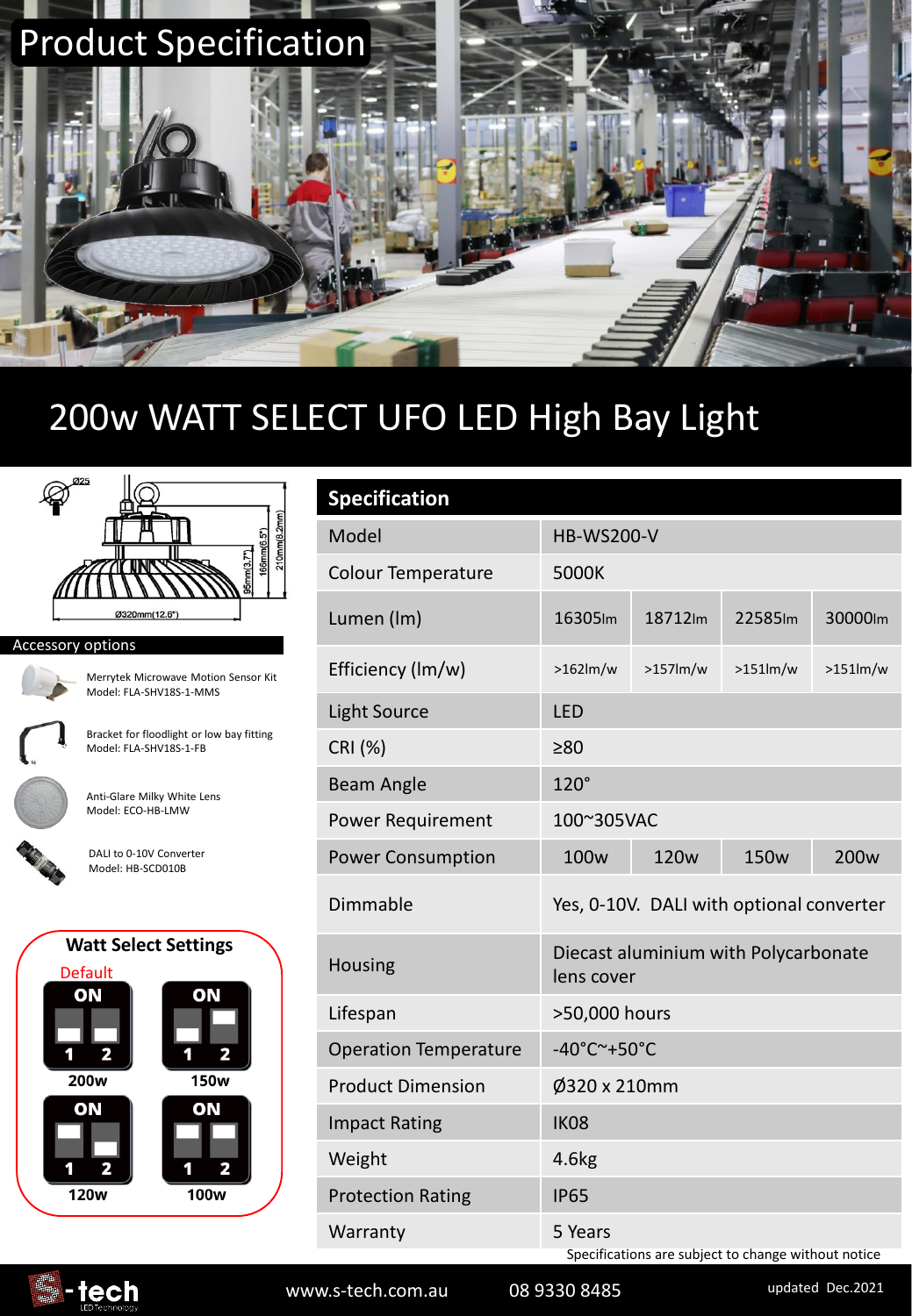# Product Specification

## 200w WATT SELECT UFO LED High Bay Light

Ø25

Ø320mm(12.6")

95mm(3.7")

166mm(6.5")

210mm(8.2mm)

### Accessory options

Merrytek Microwave Motion Sensor Kit
Model: FLA-SHV18S-1-MMS

Bracket for floodlight or low bay fitting
Model: FLA-SHV18S-1-FB

Anti-Glare Milky White Lens
Model: ECO-HB-LMW

DALI to 0-10V Converter
Model: HB-SCD010B

### Watt Select Settings

Default

| ON (1 2) | ON (1 2) |
|---|---|
| 200w | 150w |
| 120w | 100w |

### Specification

| | | | | |
|---|---|---|---|---|
| Model | HB-WS200-V | | | |
| Colour Temperature | 5000K | | | |
| Lumen (lm) | 16305lm | 18712lm | 22585lm | 30000lm |
| Efficiency (lm/w) | >162lm/w | >157lm/w | >151lm/w | >151lm/w |
| Light Source | LED | | | |
| CRI (%) | ≥80 | | | |
| Beam Angle | 120° | | | |
| Power Requirement | 100~305VAC | | | |
| Power Consumption | 100w | 120w | 150w | 200w |
| Dimmable | Yes, 0-10V. DALI with optional converter | | | |
| Housing | Diecast aluminium with Polycarbonate lens cover | | | |
| Lifespan | >50,000 hours | | | |
| Operation Temperature | -40°C~+50°C | | | |
| Product Dimension | Ø320 x 210mm | | | |
| Impact Rating | IK08 | | | |
| Weight | 4.6kg | | | |
| Protection Rating | IP65 | | | |
| Warranty | 5 Years | | | |

Specifications are subject to change without notice

S-tech LED Technology www.s-tech.com.au 08 9330 8485 updated Dec.2021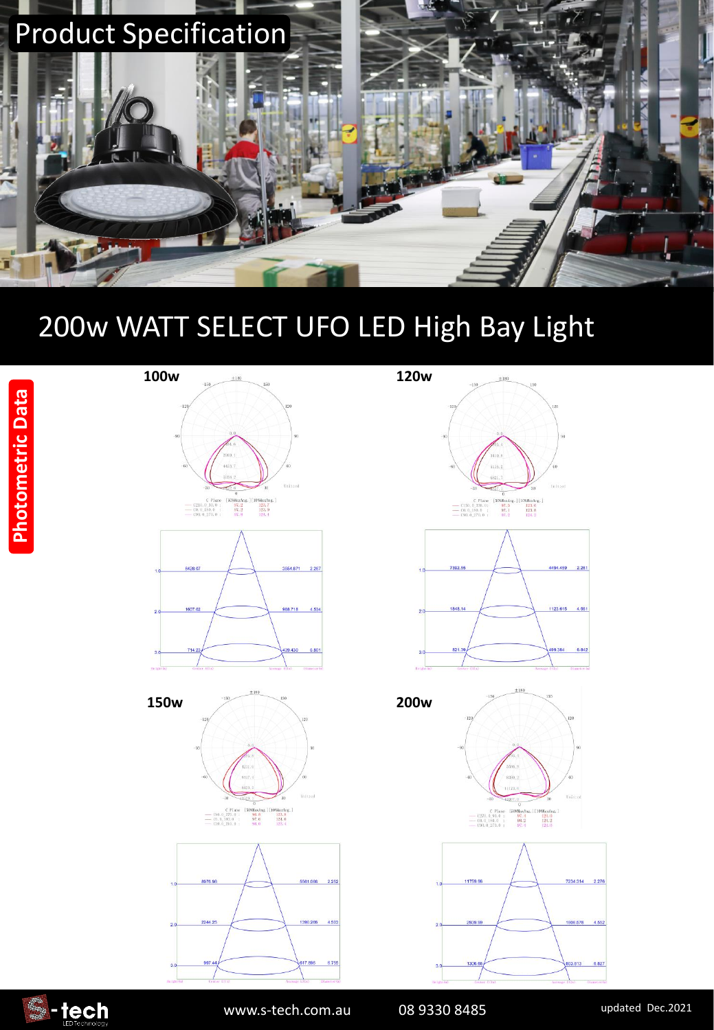# Product Specification

## 200w WATT SELECT UFO LED High Bay Light

**Photometric Data**

### 100w

6428.07
3054.871
2.267
1607.02
968.718
4.534
714.23
439.430
6.801

### 120w

7392.55
4494.459
2.281
1848.14
1123.615
4.561
821.39
499.384
6.842

### 150w

8976.98
5561.066
2.252
2244.25
1390.266
4.503
997.44
617.896
6.755

### 200w

11759.56
7234.314
2.276
2939.89
1808.578
4.552
1306.88
803.813
6.827

www.s-tech.com.au

08 9330 8485

updated Dec.2021